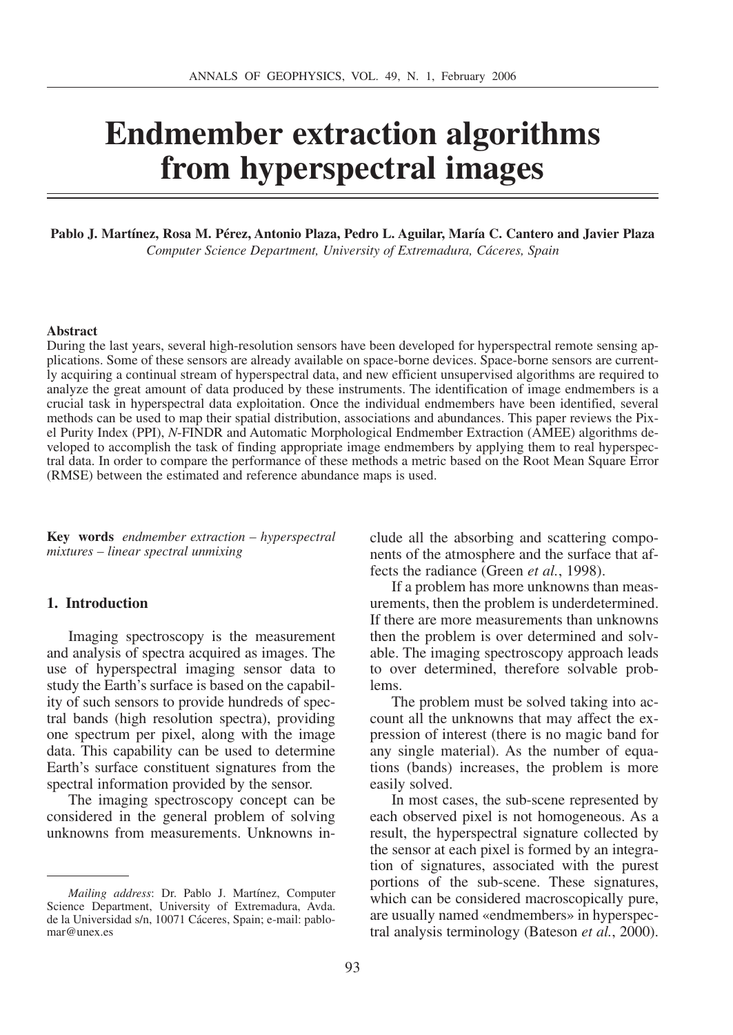# Endmember extraction algorithms from hyperspectral images

**Pablo J. Martínez, Rosa M. Pérez, Antonio Plaza, Pedro L. Aguilar, María C. Cantero and Javier Plaza**

*Computer Science Department, University of Extremadura, Cáceres, Spain*

## Abstract

During the last years, several high-resolution sensors have been developed for hyperspectral remote sensing applications. Some of these sensors are already available on space-borne devices. Space-borne sensors are currently acquiring a continual stream of hyperspectral data, and new efficient unsupervised algorithms are required to analyze the great amount of data produced by these instruments. The identification of image endmembers is a crucial task in hyperspectral data exploitation. Once the individual endmembers have been identified, several methods can be used to map their spatial distribution, associations and abundances. This paper reviews the Pixel Purity Index (PPI), *N*-FINDR and Automatic Morphological Endmember Extraction (AMEE) algorithms developed to accomplish the task of finding appropriate image endmembers by applying them to real hyperspectral data. In order to compare the performance of these methods a metric based on the Root Mean Square Error (RMSE) between the estimated and reference abundance maps is used.

**Key words** *endmember extraction – hyperspectral mixtures – linear spectral unmixing*

## 1. Introduction

Imaging spectroscopy is the measurement and analysis of spectra acquired as images. The use of hyperspectral imaging sensor data to study the Earth's surface is based on the capability of such sensors to provide hundreds of spectral bands (high resolution spectra), providing one spectrum per pixel, along with the image data. This capability can be used to determine Earth's surface constituent signatures from the spectral information provided by the sensor.

The imaging spectroscopy concept can be considered in the general problem of solving unknowns from measurements. Unknowns include all the absorbing and scattering components of the atmosphere and the surface that affects the radiance (Green *et al.*, 1998).

If a problem has more unknowns than measurements, then the problem is underdetermined. If there are more measurements than unknowns then the problem is over determined and solvable. The imaging spectroscopy approach leads to over determined, therefore solvable problems.

The problem must be solved taking into account all the unknowns that may affect the expression of interest (there is no magic band for any single material). As the number of equations (bands) increases, the problem is more easily solved.

In most cases, the sub-scene represented by each observed pixel is not homogeneous. As a result, the hyperspectral signature collected by the sensor at each pixel is formed by an integration of signatures, associated with the purest portions of the sub-scene. These signatures, which can be considered macroscopically pure, are usually named «endmembers» in hyperspectral analysis terminology (Bateson *et al.*, 2000).

---

*Mailing address*: Dr. Pablo J. Martínez, Computer Science Department, University of Extremadura, Avda. de la Universidad s/n, 10071 Cáceres, Spain; e-mail: pablomar@unex.es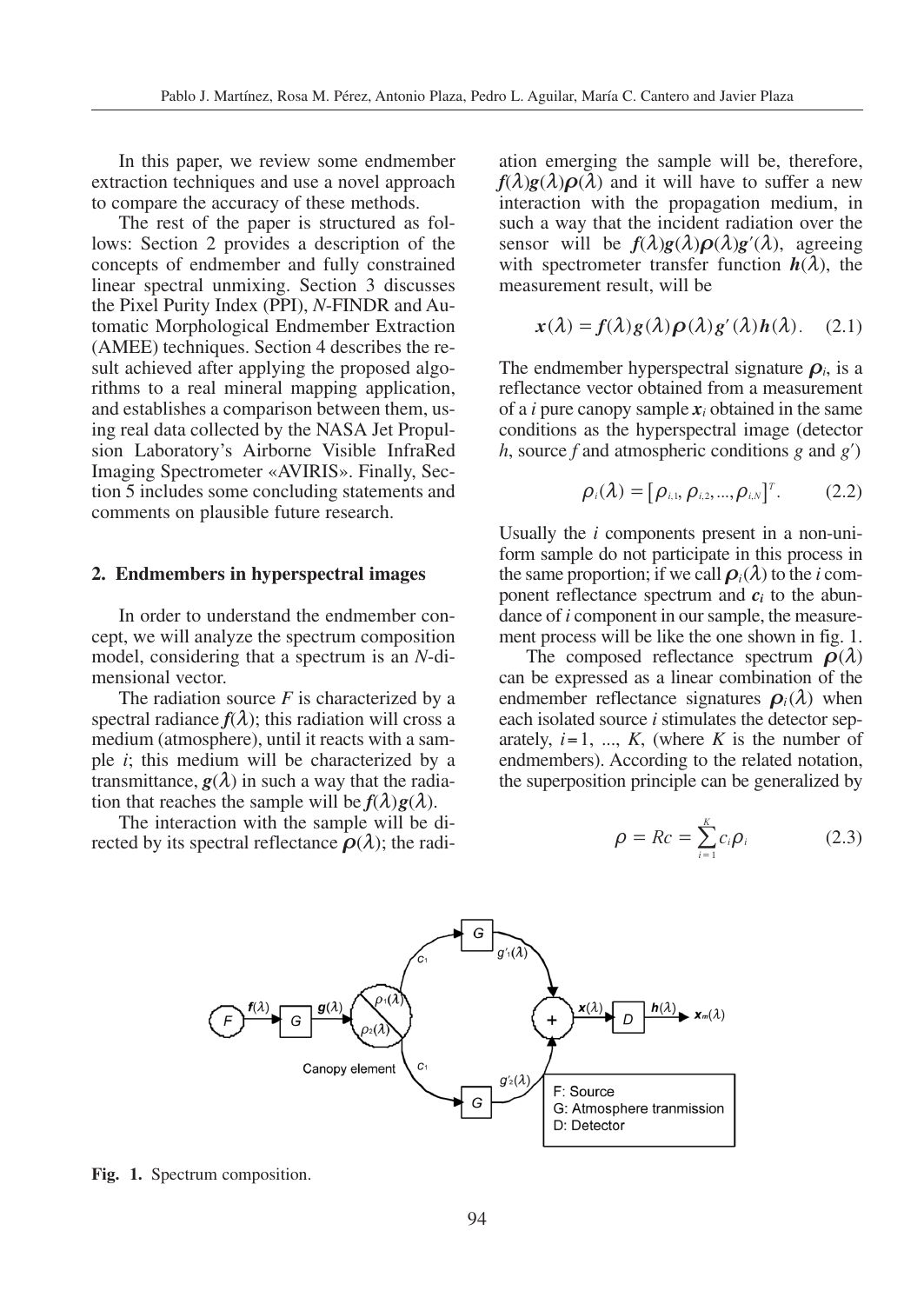In this paper, we review some endmember extraction techniques and use a novel approach to compare the accuracy of these methods.

The rest of the paper is structured as follows: Section 2 provides a description of the concepts of endmember and fully constrained linear spectral unmixing. Section 3 discusses the Pixel Purity Index (PPI), *N*-FINDR and Automatic Morphological Endmember Extraction (AMEE) techniques. Section 4 describes the result achieved after applying the proposed algorithms to a real mineral mapping application, and establishes a comparison between them, using real data collected by the NASA Jet Propulsion Laboratory's Airborne Visible InfraRed Imaging Spectrometer «AVIRIS». Finally, Section 5 includes some concluding statements and comments on plausible future research.

## 2. Endmembers in hyperspectral images

In order to understand the endmember concept, we will analyze the spectrum composition model, considering that a spectrum is an *N*-dimensional vector.

The radiation source *F* is characterized by a spectral radiance $\boldsymbol{f}(\lambda)$; this radiation will cross a medium (atmosphere), until it reacts with a sample *i*; this medium will be characterized by a transmittance, $\boldsymbol{g}(\lambda)$ in such a way that the radiation that reaches the sample will be $\boldsymbol{f}(\lambda)\boldsymbol{g}(\lambda)$.

The interaction with the sample will be directed by its spectral reflectance $\boldsymbol{\rho}(\lambda)$; the radiation emerging the sample will be, therefore, $\boldsymbol{f}(\lambda)\boldsymbol{g}(\lambda)\boldsymbol{\rho}(\lambda)$ and it will have to suffer a new interaction with the propagation medium, in such a way that the incident radiation over the sensor will be $\boldsymbol{f}(\lambda)\boldsymbol{g}(\lambda)\boldsymbol{\rho}(\lambda)\boldsymbol{g}'(\lambda)$, agreeing with spectrometer transfer function $\boldsymbol{h}(\lambda)$, the measurement result, will be

$$\boldsymbol{x}(\lambda) = \boldsymbol{f}(\lambda)\boldsymbol{g}(\lambda)\boldsymbol{\rho}(\lambda)\boldsymbol{g}'(\lambda)\boldsymbol{h}(\lambda). \quad (2.1)$$

The endmember hyperspectral signature $\boldsymbol{\rho}_i$, is a reflectance vector obtained from a measurement of a *i* pure canopy sample $\boldsymbol{x}_i$ obtained in the same conditions as the hyperspectral image (detector *h*, source *f* and atmospheric conditions *g* and *g'*)

$$\rho_i(\lambda) = \left[\rho_{i,1}, \rho_{i,2}, ..., \rho_{i,N}\right]^T. \quad (2.2)$$

Usually the *i* components present in a non-uniform sample do not participate in this process in the same proportion; if we call $\boldsymbol{\rho}_i(\lambda)$ to the *i* component reflectance spectrum and $\boldsymbol{c}_i$ to the abundance of *i* component in our sample, the measurement process will be like the one shown in fig. 1.

The composed reflectance spectrum $\boldsymbol{\rho}(\lambda)$ can be expressed as a linear combination of the endmember reflectance signatures $\boldsymbol{\rho}_i(\lambda)$ when each isolated source *i* stimulates the detector separately, $i = 1, ..., K$, (where *K* is the number of endmembers). According to the related notation, the superposition principle can be generalized by

$$\rho = Rc = \sum_{i=1}^{K} c_i \rho_i \quad (2.3)$$

**Fig. 1.** Spectrum composition.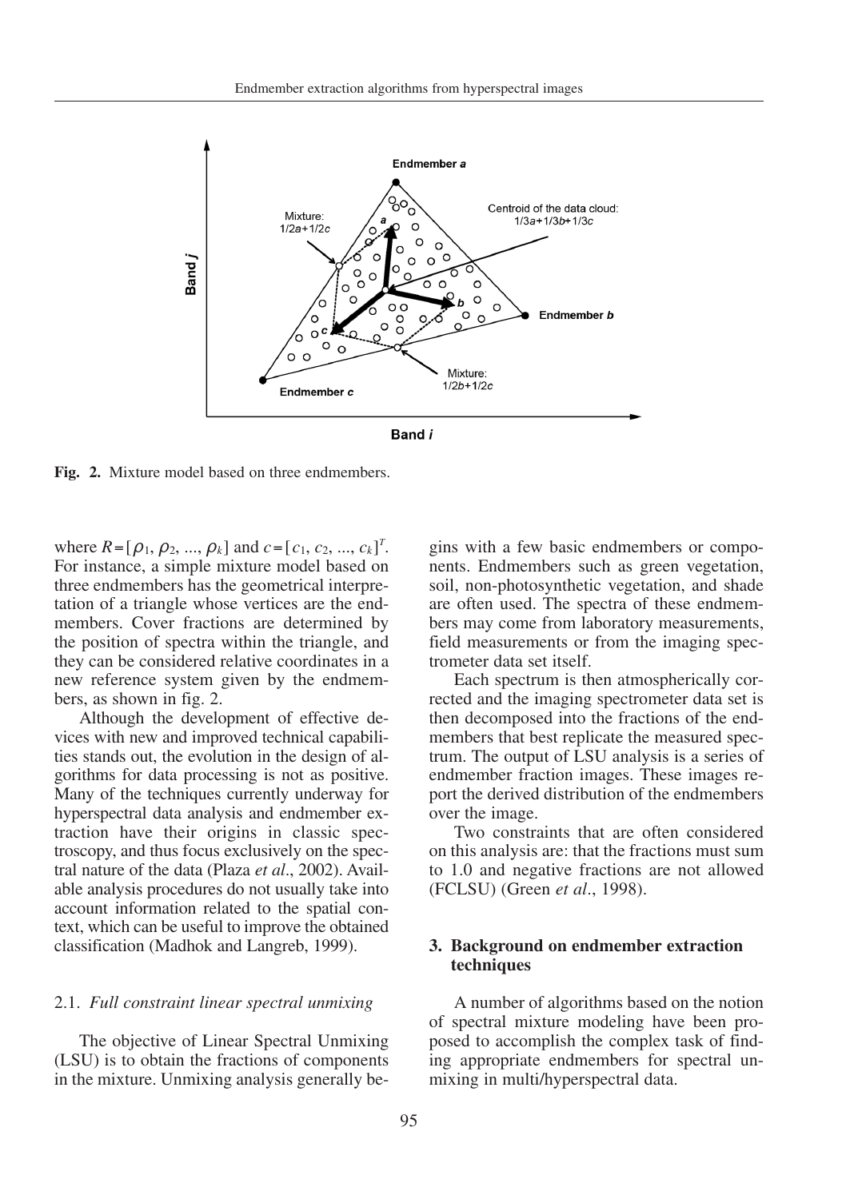Fig. 2. Mixture model based on three endmembers.

where $R=[\rho_1, \rho_2, ..., \rho_k]$ and $c=[c_1, c_2, ..., c_k]^T$. For instance, a simple mixture model based on three endmembers has the geometrical interpretation of a triangle whose vertices are the endmembers. Cover fractions are determined by the position of spectra within the triangle, and they can be considered relative coordinates in a new reference system given by the endmembers, as shown in fig. 2.

Although the development of effective devices with new and improved technical capabilities stands out, the evolution in the design of algorithms for data processing is not as positive. Many of the techniques currently underway for hyperspectral data analysis and endmember extraction have their origins in classic spectroscopy, and thus focus exclusively on the spectral nature of the data (Plaza *et al*., 2002). Available analysis procedures do not usually take into account information related to the spatial context, which can be useful to improve the obtained classification (Madhok and Langreb, 1999).

### 2.1. *Full constraint linear spectral unmixing*

The objective of Linear Spectral Unmixing (LSU) is to obtain the fractions of components in the mixture. Unmixing analysis generally begins with a few basic endmembers or components. Endmembers such as green vegetation, soil, non-photosynthetic vegetation, and shade are often used. The spectra of these endmembers may come from laboratory measurements, field measurements or from the imaging spectrometer data set itself.

Each spectrum is then atmospherically corrected and the imaging spectrometer data set is then decomposed into the fractions of the endmembers that best replicate the measured spectrum. The output of LSU analysis is a series of endmember fraction images. These images report the derived distribution of the endmembers over the image.

Two constraints that are often considered on this analysis are: that the fractions must sum to 1.0 and negative fractions are not allowed (FCLSU) (Green *et al*., 1998).

## 3. Background on endmember extraction techniques

A number of algorithms based on the notion of spectral mixture modeling have been proposed to accomplish the complex task of finding appropriate endmembers for spectral unmixing in multi/hyperspectral data.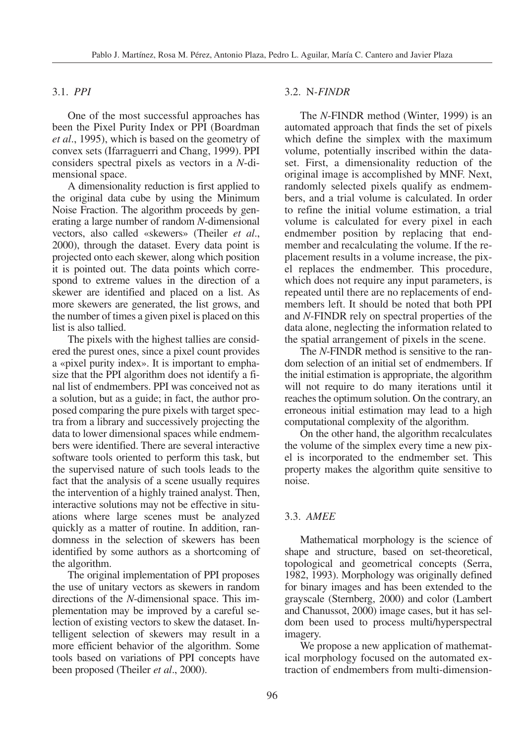### 3.1. *PPI*

One of the most successful approaches has been the Pixel Purity Index or PPI (Boardman *et al*., 1995), which is based on the geometry of convex sets (Ifarraguerri and Chang, 1999). PPI considers spectral pixels as vectors in a *N*-dimensional space.

A dimensionality reduction is first applied to the original data cube by using the Minimum Noise Fraction. The algorithm proceeds by generating a large number of random *N*-dimensional vectors, also called «skewers» (Theiler *et al*., 2000), through the dataset. Every data point is projected onto each skewer, along which position it is pointed out. The data points which correspond to extreme values in the direction of a skewer are identified and placed on a list. As more skewers are generated, the list grows, and the number of times a given pixel is placed on this list is also tallied.

The pixels with the highest tallies are considered the purest ones, since a pixel count provides a «pixel purity index». It is important to emphasize that the PPI algorithm does not identify a final list of endmembers. PPI was conceived not as a solution, but as a guide; in fact, the author proposed comparing the pure pixels with target spectra from a library and successively projecting the data to lower dimensional spaces while endmembers were identified. There are several interactive software tools oriented to perform this task, but the supervised nature of such tools leads to the fact that the analysis of a scene usually requires the intervention of a highly trained analyst. Then, interactive solutions may not be effective in situations where large scenes must be analyzed quickly as a matter of routine. In addition, randomness in the selection of skewers has been identified by some authors as a shortcoming of the algorithm.

The original implementation of PPI proposes the use of unitary vectors as skewers in random directions of the *N*-dimensional space. This implementation may be improved by a careful selection of existing vectors to skew the dataset. Intelligent selection of skewers may result in a more efficient behavior of the algorithm. Some tools based on variations of PPI concepts have been proposed (Theiler *et al*., 2000).

### 3.2. N-*FINDR*

The *N*-FINDR method (Winter, 1999) is an automated approach that finds the set of pixels which define the simplex with the maximum volume, potentially inscribed within the dataset. First, a dimensionality reduction of the original image is accomplished by MNF. Next, randomly selected pixels qualify as endmembers, and a trial volume is calculated. In order to refine the initial volume estimation, a trial volume is calculated for every pixel in each endmember position by replacing that endmember and recalculating the volume. If the replacement results in a volume increase, the pixel replaces the endmember. This procedure, which does not require any input parameters, is repeated until there are no replacements of endmembers left. It should be noted that both PPI and *N*-FINDR rely on spectral properties of the data alone, neglecting the information related to the spatial arrangement of pixels in the scene.

The *N*-FINDR method is sensitive to the random selection of an initial set of endmembers. If the initial estimation is appropriate, the algorithm will not require to do many iterations until it reaches the optimum solution. On the contrary, an erroneous initial estimation may lead to a high computational complexity of the algorithm.

On the other hand, the algorithm recalculates the volume of the simplex every time a new pixel is incorporated to the endmember set. This property makes the algorithm quite sensitive to noise.

### 3.3. *AMEE*

Mathematical morphology is the science of shape and structure, based on set-theoretical, topological and geometrical concepts (Serra, 1982, 1993). Morphology was originally defined for binary images and has been extended to the grayscale (Sternberg, 2000) and color (Lambert and Chanussot, 2000) image cases, but it has seldom been used to process multi/hyperspectral imagery.

We propose a new application of mathematical morphology focused on the automated extraction of endmembers from multi-dimension-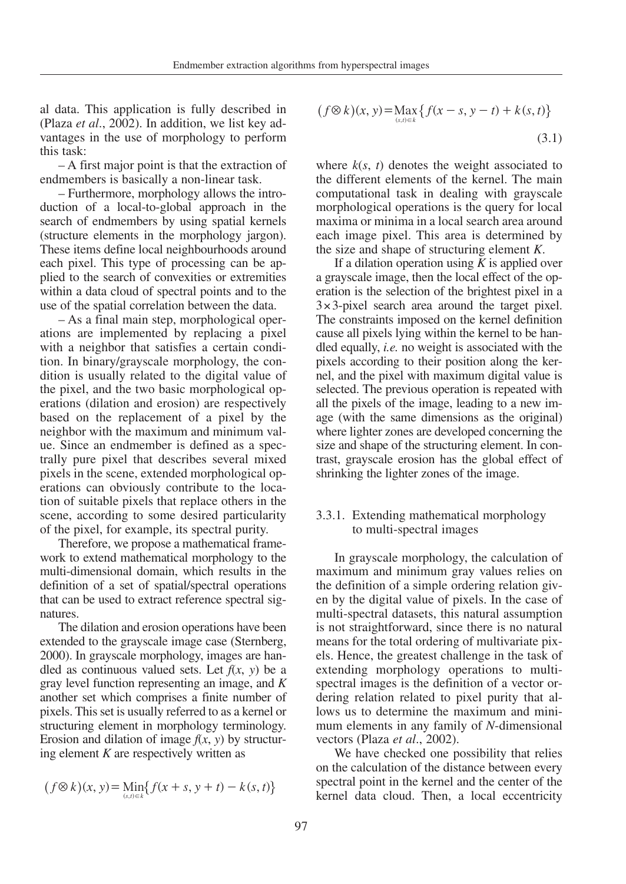al data. This application is fully described in (Plaza *et al*., 2002). In addition, we list key advantages in the use of morphology to perform this task:

– A first major point is that the extraction of endmembers is basically a non-linear task.

– Furthermore, morphology allows the introduction of a local-to-global approach in the search of endmembers by using spatial kernels (structure elements in the morphology jargon). These items define local neighbourhoods around each pixel. This type of processing can be applied to the search of convexities or extremities within a data cloud of spectral points and to the use of the spatial correlation between the data.

– As a final main step, morphological operations are implemented by replacing a pixel with a neighbor that satisfies a certain condition. In binary/grayscale morphology, the condition is usually related to the digital value of the pixel, and the two basic morphological operations (dilation and erosion) are respectively based on the replacement of a pixel by the neighbor with the maximum and minimum value. Since an endmember is defined as a spectrally pure pixel that describes several mixed pixels in the scene, extended morphological operations can obviously contribute to the location of suitable pixels that replace others in the scene, according to some desired particularity of the pixel, for example, its spectral purity.

Therefore, we propose a mathematical framework to extend mathematical morphology to the multi-dimensional domain, which results in the definition of a set of spatial/spectral operations that can be used to extract reference spectral signatures.

The dilation and erosion operations have been extended to the grayscale image case (Sternberg, 2000). In grayscale morphology, images are handled as continuous valued sets. Let $f(x, y)$ be a gray level function representing an image, and $K$ another set which comprises a finite number of pixels. This set is usually referred to as a kernel or structuring element in morphology terminology. Erosion and dilation of image $f(x, y)$ by structuring element $K$ are respectively written as

$$(f \otimes k)(x, y) = \min_{(s,t) \in k} \{ f(x + s, y + t) - k(s, t) \}$$

$$(f \otimes k)(x, y) = \max_{(s,t) \in k} \{ f(x - s, y - t) + k(s, t) \} \tag{3.1}$$

where $k(s, t)$ denotes the weight associated to the different elements of the kernel. The main computational task in dealing with grayscale morphological operations is the query for local maxima or minima in a local search area around each image pixel. This area is determined by the size and shape of structuring element $K$.

If a dilation operation using $K$ is applied over a grayscale image, then the local effect of the operation is the selection of the brightest pixel in a $3 \times 3$-pixel search area around the target pixel. The constraints imposed on the kernel definition cause all pixels lying within the kernel to be handled equally, *i.e.* no weight is associated with the pixels according to their position along the kernel, and the pixel with maximum digital value is selected. The previous operation is repeated with all the pixels of the image, leading to a new image (with the same dimensions as the original) where lighter zones are developed concerning the size and shape of the structuring element. In contrast, grayscale erosion has the global effect of shrinking the lighter zones of the image.

### 3.3.1. Extending mathematical morphology to multi-spectral images

In grayscale morphology, the calculation of maximum and minimum gray values relies on the definition of a simple ordering relation given by the digital value of pixels. In the case of multi-spectral datasets, this natural assumption is not straightforward, since there is no natural means for the total ordering of multivariate pixels. Hence, the greatest challenge in the task of extending morphology operations to multi-spectral images is the definition of a vector ordering relation related to pixel purity that allows us to determine the maximum and minimum elements in any family of $N$-dimensional vectors (Plaza *et al*., 2002).

We have checked one possibility that relies on the calculation of the distance between every spectral point in the kernel and the center of the kernel data cloud. Then, a local eccentricity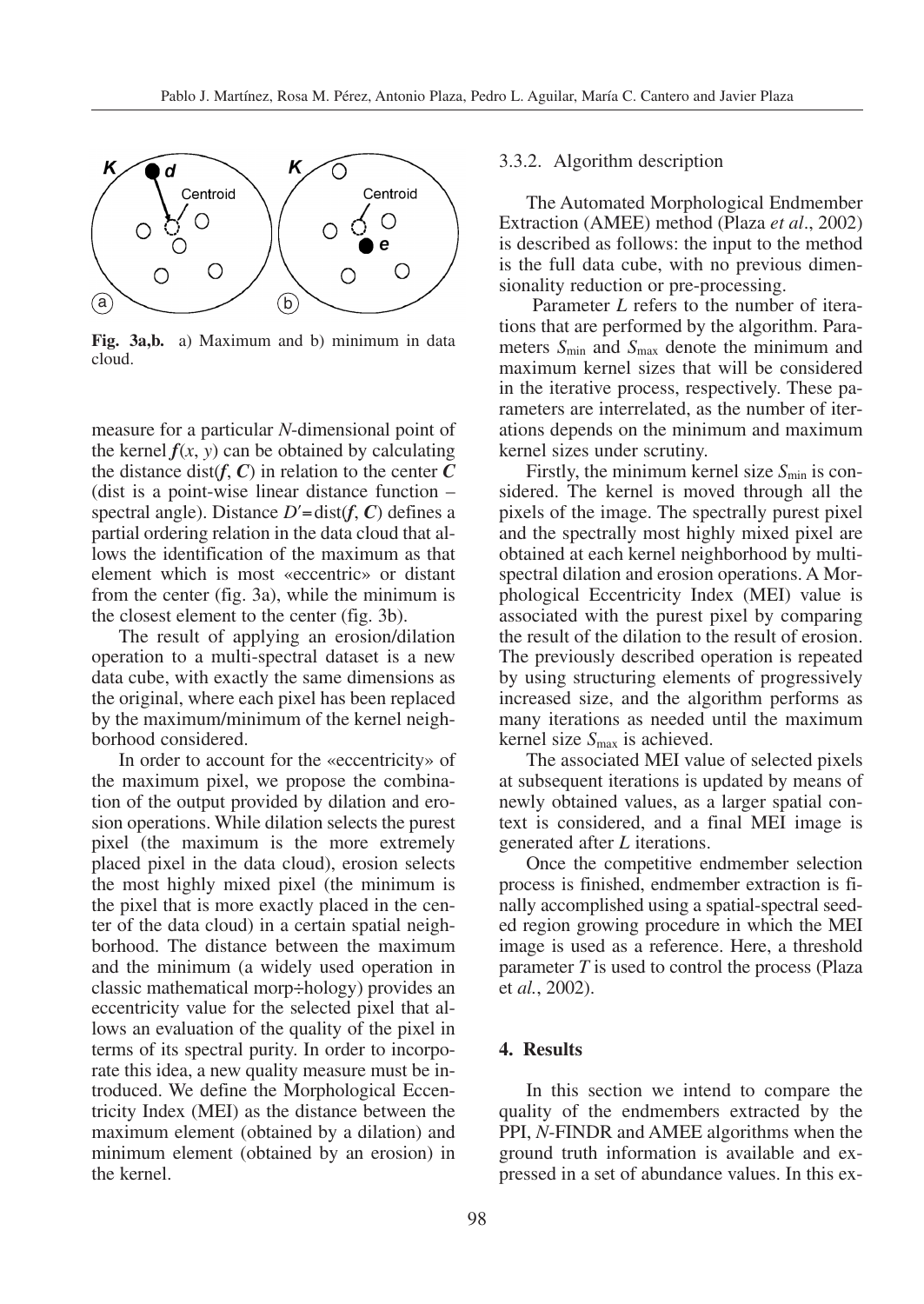**Fig. 3a,b.** a) Maximum and b) minimum in data cloud.

measure for a particular *N*-dimensional point of the kernel $\boldsymbol{f}(x, y)$ can be obtained by calculating the distance dist($\boldsymbol{f}$, $\boldsymbol{C}$) in relation to the center $\boldsymbol{C}$ (dist is a point-wise linear distance function – spectral angle). Distance $D' = \text{dist}(\boldsymbol{f}, \boldsymbol{C})$ defines a partial ordering relation in the data cloud that allows the identification of the maximum as that element which is most «eccentric» or distant from the center (fig. 3a), while the minimum is the closest element to the center (fig. 3b).

The result of applying an erosion/dilation operation to a multi-spectral dataset is a new data cube, with exactly the same dimensions as the original, where each pixel has been replaced by the maximum/minimum of the kernel neighborhood considered.

In order to account for the «eccentricity» of the maximum pixel, we propose the combination of the output provided by dilation and erosion operations. While dilation selects the purest pixel (the maximum is the more extremely placed pixel in the data cloud), erosion selects the most highly mixed pixel (the minimum is the pixel that is more exactly placed in the center of the data cloud) in a certain spatial neighborhood. The distance between the maximum and the minimum (a widely used operation in classic mathematical morp÷hology) provides an eccentricity value for the selected pixel that allows an evaluation of the quality of the pixel in terms of its spectral purity. In order to incorporate this idea, a new quality measure must be introduced. We define the Morphological Eccentricity Index (MEI) as the distance between the maximum element (obtained by a dilation) and minimum element (obtained by an erosion) in the kernel.

### 3.3.2. Algorithm description

The Automated Morphological Endmember Extraction (AMEE) method (Plaza *et al.*, 2002) is described as follows: the input to the method is the full data cube, with no previous dimensionality reduction or pre-processing.

Parameter $L$ refers to the number of iterations that are performed by the algorithm. Parameters $S_{\min}$ and $S_{\max}$ denote the minimum and maximum kernel sizes that will be considered in the iterative process, respectively. These parameters are interrelated, as the number of iterations depends on the minimum and maximum kernel sizes under scrutiny.

Firstly, the minimum kernel size $S_{\min}$ is considered. The kernel is moved through all the pixels of the image. The spectrally purest pixel and the spectrally most highly mixed pixel are obtained at each kernel neighborhood by multi-spectral dilation and erosion operations. A Morphological Eccentricity Index (MEI) value is associated with the purest pixel by comparing the result of the dilation to the result of erosion. The previously described operation is repeated by using structuring elements of progressively increased size, and the algorithm performs as many iterations as needed until the maximum kernel size $S_{\max}$ is achieved.

The associated MEI value of selected pixels at subsequent iterations is updated by means of newly obtained values, as a larger spatial context is considered, and a final MEI image is generated after $L$ iterations.

Once the competitive endmember selection process is finished, endmember extraction is finally accomplished using a spatial-spectral seeded region growing procedure in which the MEI image is used as a reference. Here, a threshold parameter $T$ is used to control the process (Plaza et *al.*, 2002).

## 4. Results

In this section we intend to compare the quality of the endmembers extracted by the PPI, *N*-FINDR and AMEE algorithms when the ground truth information is available and expressed in a set of abundance values. In this ex-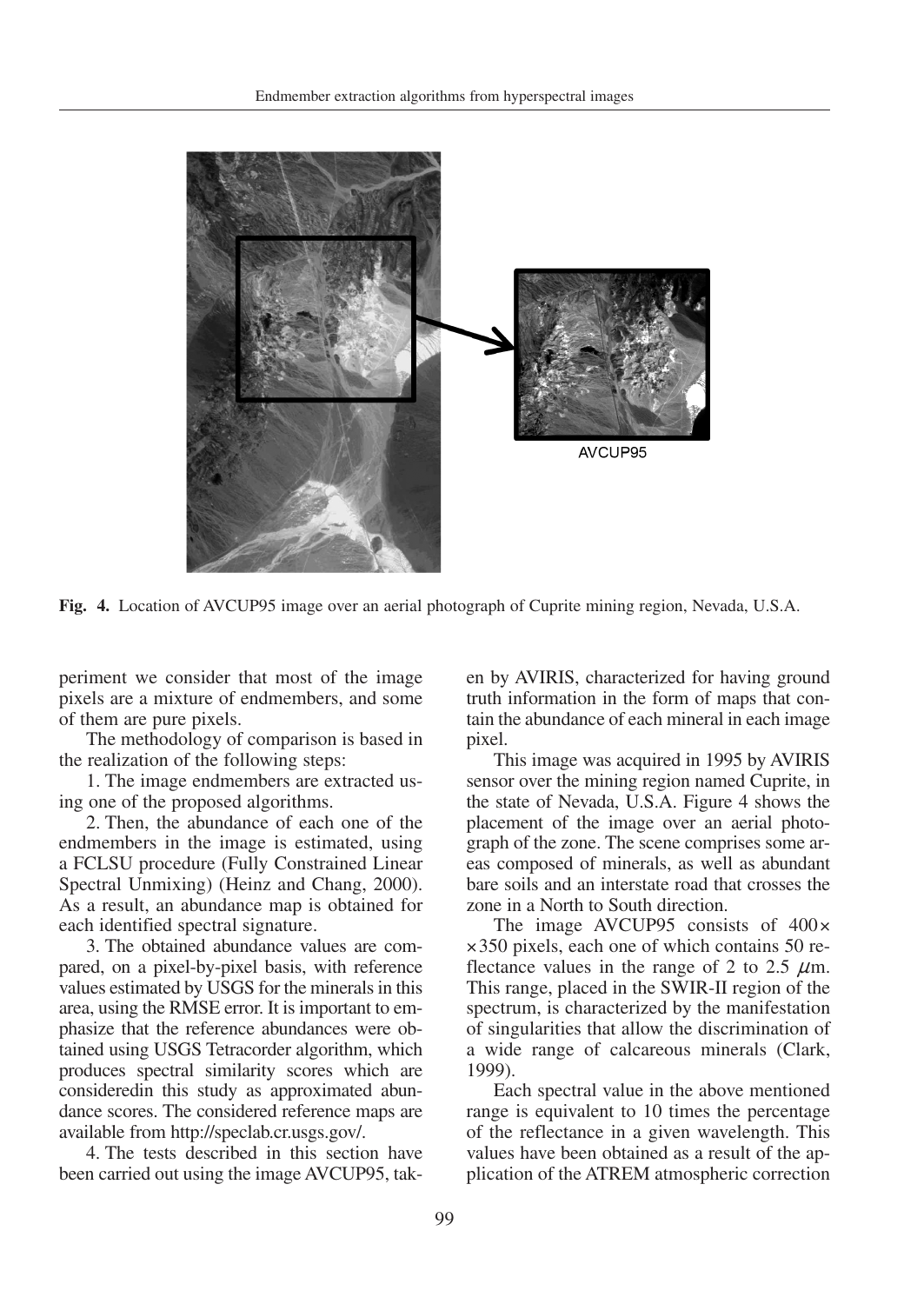**Fig. 4.** Location of AVCUP95 image over an aerial photograph of Cuprite mining region, Nevada, U.S.A.

periment we consider that most of the image pixels are a mixture of endmembers, and some of them are pure pixels.

The methodology of comparison is based in the realization of the following steps:

1. The image endmembers are extracted using one of the proposed algorithms.

2. Then, the abundance of each one of the endmembers in the image is estimated, using a FCLSU procedure (Fully Constrained Linear Spectral Unmixing) (Heinz and Chang, 2000). As a result, an abundance map is obtained for each identified spectral signature.

3. The obtained abundance values are compared, on a pixel-by-pixel basis, with reference values estimated by USGS for the minerals in this area, using the RMSE error. It is important to emphasize that the reference abundances were obtained using USGS Tetracorder algorithm, which produces spectral similarity scores which are consideredin this study as approximated abundance scores. The considered reference maps are available from http://speclab.cr.usgs.gov/.

4. The tests described in this section have been carried out using the image AVCUP95, taken by AVIRIS, characterized for having ground truth information in the form of maps that contain the abundance of each mineral in each image pixel.

This image was acquired in 1995 by AVIRIS sensor over the mining region named Cuprite, in the state of Nevada, U.S.A. Figure 4 shows the placement of the image over an aerial photograph of the zone. The scene comprises some areas composed of minerals, as well as abundant bare soils and an interstate road that crosses the zone in a North to South direction.

The image AVCUP95 consists of $400\times$ $\times 350$ pixels, each one of which contains 50 reflectance values in the range of 2 to 2.5 $\mu$m. This range, placed in the SWIR-II region of the spectrum, is characterized by the manifestation of singularities that allow the discrimination of a wide range of calcareous minerals (Clark, 1999).

Each spectral value in the above mentioned range is equivalent to 10 times the percentage of the reflectance in a given wavelength. This values have been obtained as a result of the application of the ATREM atmospheric correction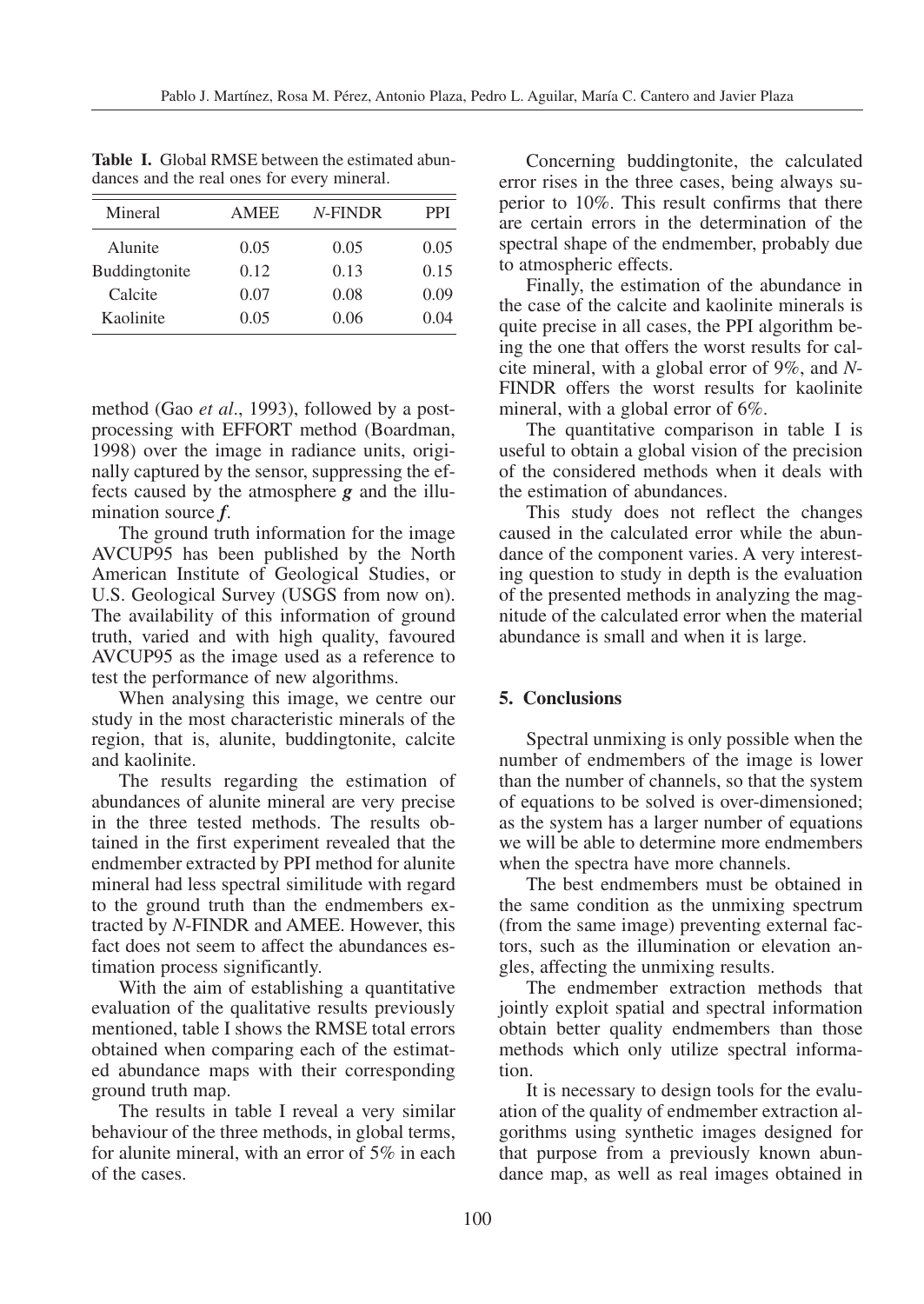**Table I.** Global RMSE between the estimated abundances and the real ones for every mineral.

| Mineral | AMEE | *N*-FINDR | PPI |
|---|---|---|---|
| Alunite | 0.05 | 0.05 | 0.05 |
| Buddingtonite | 0.12 | 0.13 | 0.15 |
| Calcite | 0.07 | 0.08 | 0.09 |
| Kaolinite | 0.05 | 0.06 | 0.04 |

method (Gao *et al*., 1993), followed by a post-processing with EFFORT method (Boardman, 1998) over the image in radiance units, originally captured by the sensor, suppressing the effects caused by the atmosphere ***g*** and the illumination source ***f***.

The ground truth information for the image AVCUP95 has been published by the North American Institute of Geological Studies, or U.S. Geological Survey (USGS from now on). The availability of this information of ground truth, varied and with high quality, favoured AVCUP95 as the image used as a reference to test the performance of new algorithms.

When analysing this image, we centre our study in the most characteristic minerals of the region, that is, alunite, buddingtonite, calcite and kaolinite.

The results regarding the estimation of abundances of alunite mineral are very precise in the three tested methods. The results obtained in the first experiment revealed that the endmember extracted by PPI method for alunite mineral had less spectral similitude with regard to the ground truth than the endmembers extracted by *N*-FINDR and AMEE. However, this fact does not seem to affect the abundances estimation process significantly.

With the aim of establishing a quantitative evaluation of the qualitative results previously mentioned, table I shows the RMSE total errors obtained when comparing each of the estimated abundance maps with their corresponding ground truth map.

The results in table I reveal a very similar behaviour of the three methods, in global terms, for alunite mineral, with an error of 5% in each of the cases.

Concerning buddingtonite, the calculated error rises in the three cases, being always superior to 10%. This result confirms that there are certain errors in the determination of the spectral shape of the endmember, probably due to atmospheric effects.

Finally, the estimation of the abundance in the case of the calcite and kaolinite minerals is quite precise in all cases, the PPI algorithm being the one that offers the worst results for calcite mineral, with a global error of 9%, and *N*-FINDR offers the worst results for kaolinite mineral, with a global error of 6%.

The quantitative comparison in table I is useful to obtain a global vision of the precision of the considered methods when it deals with the estimation of abundances.

This study does not reflect the changes caused in the calculated error while the abundance of the component varies. A very interesting question to study in depth is the evaluation of the presented methods in analyzing the magnitude of the calculated error when the material abundance is small and when it is large.

## 5. Conclusions

Spectral unmixing is only possible when the number of endmembers of the image is lower than the number of channels, so that the system of equations to be solved is over-dimensioned; as the system has a larger number of equations we will be able to determine more endmembers when the spectra have more channels.

The best endmembers must be obtained in the same condition as the unmixing spectrum (from the same image) preventing external factors, such as the illumination or elevation angles, affecting the unmixing results.

The endmember extraction methods that jointly exploit spatial and spectral information obtain better quality endmembers than those methods which only utilize spectral information.

It is necessary to design tools for the evaluation of the quality of endmember extraction algorithms using synthetic images designed for that purpose from a previously known abundance map, as well as real images obtained in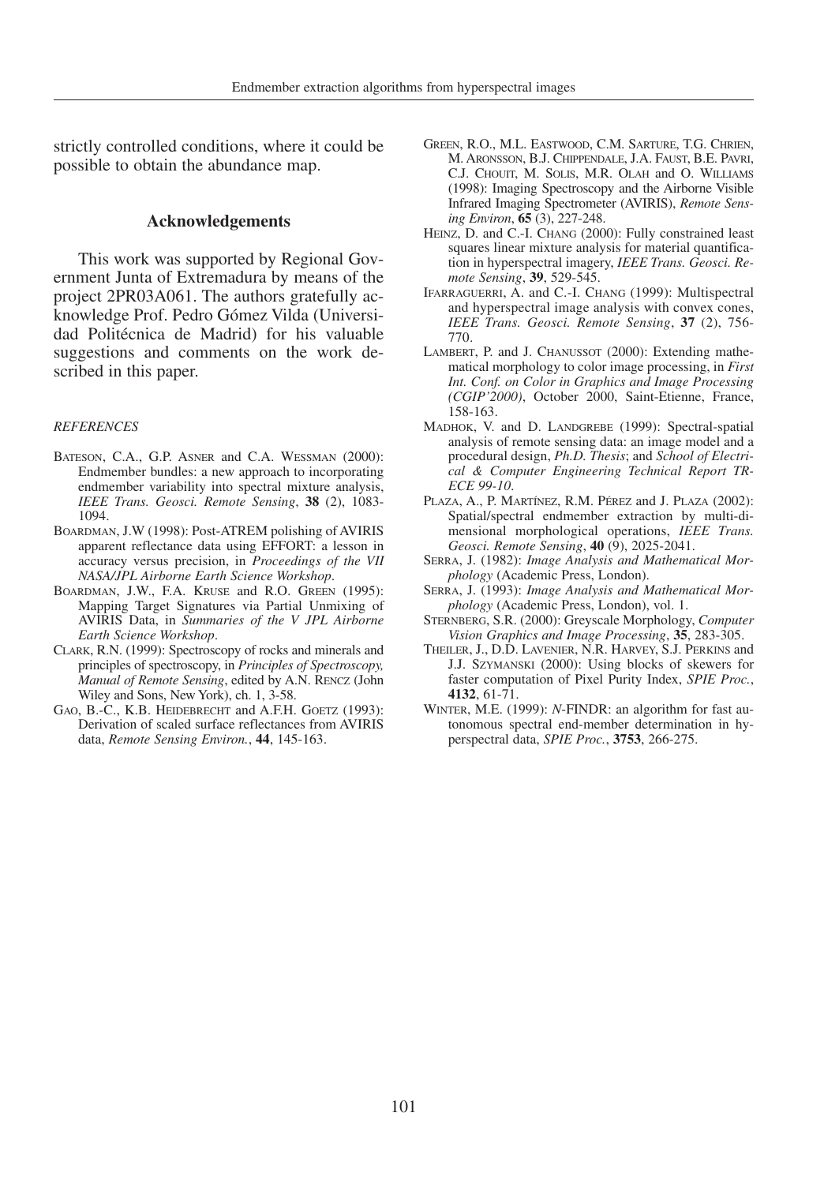strictly controlled conditions, where it could be possible to obtain the abundance map.

## Acknowledgements

This work was supported by Regional Government Junta of Extremadura by means of the project 2PR03A061. The authors gratefully acknowledge Prof. Pedro Gómez Vilda (Universidad Politécnica de Madrid) for his valuable suggestions and comments on the work described in this paper.

### *REFERENCES*

- BATESON, C.A., G.P. ASNER and C.A. WESSMAN (2000): Endmember bundles: a new approach to incorporating endmember variability into spectral mixture analysis, *IEEE Trans. Geosci. Remote Sensing*, **38** (2), 1083-1094.
- BOARDMAN, J.W (1998): Post-ATREM polishing of AVIRIS apparent reflectance data using EFFORT: a lesson in accuracy versus precision, in *Proceedings of the VII NASA/JPL Airborne Earth Science Workshop*.
- BOARDMAN, J.W., F.A. KRUSE and R.O. GREEN (1995): Mapping Target Signatures via Partial Unmixing of AVIRIS Data, in *Summaries of the V JPL Airborne Earth Science Workshop*.
- CLARK, R.N. (1999): Spectroscopy of rocks and minerals and principles of spectroscopy, in *Principles of Spectroscopy, Manual of Remote Sensing*, edited by A.N. RENCZ (John Wiley and Sons, New York), ch. 1, 3-58.
- GAO, B.-C., K.B. HEIDEBRECHT and A.F.H. GOETZ (1993): Derivation of scaled surface reflectances from AVIRIS data, *Remote Sensing Environ.*, **44**, 145-163.
- GREEN, R.O., M.L. EASTWOOD, C.M. SARTURE, T.G. CHRIEN, M. ARONSSON, B.J. CHIPPENDALE, J.A. FAUST, B.E. PAVRI, C.J. CHOUIT, M. SOLIS, M.R. OLAH and O. WILLIAMS (1998): Imaging Spectroscopy and the Airborne Visible Infrared Imaging Spectrometer (AVIRIS), *Remote Sensing Environ*, **65** (3), 227-248.
- HEINZ, D. and C.-I. CHANG (2000): Fully constrained least squares linear mixture analysis for material quantification in hyperspectral imagery, *IEEE Trans. Geosci. Remote Sensing*, **39**, 529-545.
- IFARRAGUERRI, A. and C.-I. CHANG (1999): Multispectral and hyperspectral image analysis with convex cones, *IEEE Trans. Geosci. Remote Sensing*, **37** (2), 756-770.
- LAMBERT, P. and J. CHANUSSOT (2000): Extending mathematical morphology to color image processing, in *First Int. Conf. on Color in Graphics and Image Processing (CGIP'2000)*, October 2000, Saint-Etienne, France, 158-163.
- MADHOK, V. and D. LANDGREBE (1999): Spectral-spatial analysis of remote sensing data: an image model and a procedural design, *Ph.D. Thesis*; and *School of Electrical & Computer Engineering Technical Report TR-ECE 99-10*.
- PLAZA, A., P. MARTÍNEZ, R.M. PÉREZ and J. PLAZA (2002): Spatial/spectral endmember extraction by multi-dimensional morphological operations, *IEEE Trans. Geosci. Remote Sensing*, **40** (9), 2025-2041.
- SERRA, J. (1982): *Image Analysis and Mathematical Morphology* (Academic Press, London).
- SERRA, J. (1993): *Image Analysis and Mathematical Morphology* (Academic Press, London), vol. 1.
- STERNBERG, S.R. (2000): Greyscale Morphology, *Computer Vision Graphics and Image Processing*, **35**, 283-305.
- THEILER, J., D.D. LAVENIER, N.R. HARVEY, S.J. PERKINS and J.J. SZYMANSKI (2000): Using blocks of skewers for faster computation of Pixel Purity Index, *SPIE Proc.*, **4132**, 61-71.
- WINTER, M.E. (1999): *N*-FINDR: an algorithm for fast autonomous spectral end-member determination in hyperspectral data, *SPIE Proc.*, **3753**, 266-275.